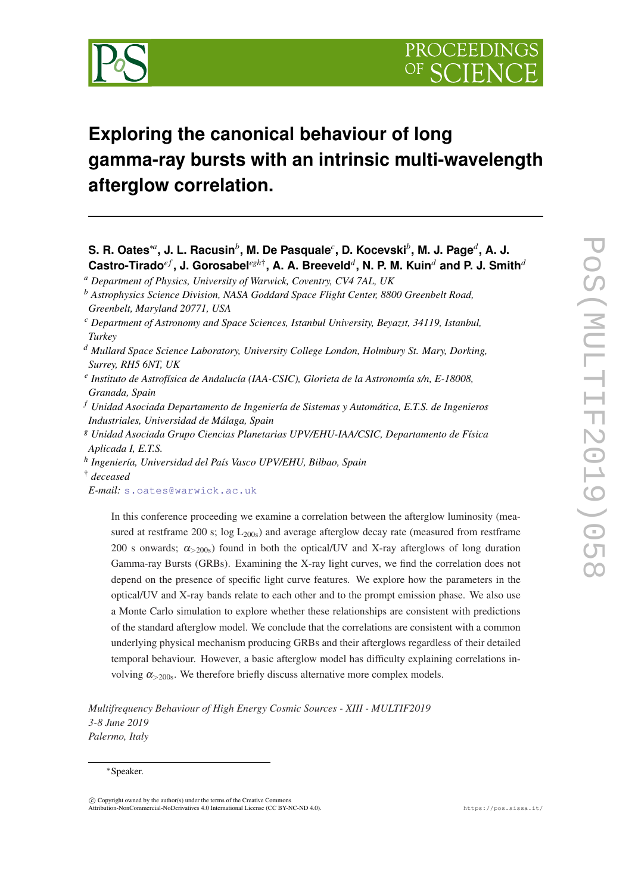# Exploring the canonical behaviour of long gamma-ray bursts with an intrinsic multi-wavelength afterglow correlation.

**S. R. Oates**[*a], **J. L. Racusin**[b], **M. De Pasquale**[c], **D. Kocevski**[b], **M. J. Page**[d], **A. J. Castro-Tirado**[ef], **J. Gorosabel**[egh†], **A. A. Breeveld**[d], **N. P. M. Kuin**[d] **and P. J. Smith**[d]

[a] *Department of Physics, University of Warwick, Coventry, CV4 7AL, UK*

[b] *Astrophysics Science Division, NASA Goddard Space Flight Center, 8800 Greenbelt Road, Greenbelt, Maryland 20771, USA*

[c] *Department of Astronomy and Space Sciences, Istanbul University, Beyazıt, 34119, Istanbul, Turkey*

[d] *Mullard Space Science Laboratory, University College London, Holmbury St. Mary, Dorking, Surrey, RH5 6NT, UK*

[e] *Instituto de Astrofísica de Andalucía (IAA-CSIC), Glorieta de la Astronomía s/n, E-18008, Granada, Spain*

[f] *Unidad Asociada Departamento de Ingeniería de Sistemas y Automática, E.T.S. de Ingenieros Industriales, Universidad de Málaga, Spain*

[g] *Unidad Asociada Grupo Ciencias Planetarias UPV/EHU-IAA/CSIC, Departamento de Física Aplicada I, E.T.S.*

[h] *Ingeniería, Universidad del País Vasco UPV/EHU, Bilbao, Spain*

[†] *deceased*

*E-mail:* s.oates@warwick.ac.uk

In this conference proceeding we examine a correlation between the afterglow luminosity (measured at restframe 200 s; log $L_{200s}$) and average afterglow decay rate (measured from restframe 200 s onwards; $\alpha_{>200s}$) found in both the optical/UV and X-ray afterglows of long duration Gamma-ray Bursts (GRBs). Examining the X-ray light curves, we find the correlation does not depend on the presence of specific light curve features. We explore how the parameters in the optical/UV and X-ray bands relate to each other and to the prompt emission phase. We also use a Monte Carlo simulation to explore whether these relationships are consistent with predictions of the standard afterglow model. We conclude that the correlations are consistent with a common underlying physical mechanism producing GRBs and their afterglows regardless of their detailed temporal behaviour. However, a basic afterglow model has difficulty explaining correlations involving $\alpha_{>200s}$. We therefore briefly discuss alternative more complex models.

*Multifrequency Behaviour of High Energy Cosmic Sources - XIII - MULTIF2019*
*3-8 June 2019*
*Palermo, Italy*

*Speaker.

© Copyright owned by the author(s) under the terms of the Creative Commons Attribution-NonCommercial-NoDerivatives 4.0 International License (CC BY-NC-ND 4.0).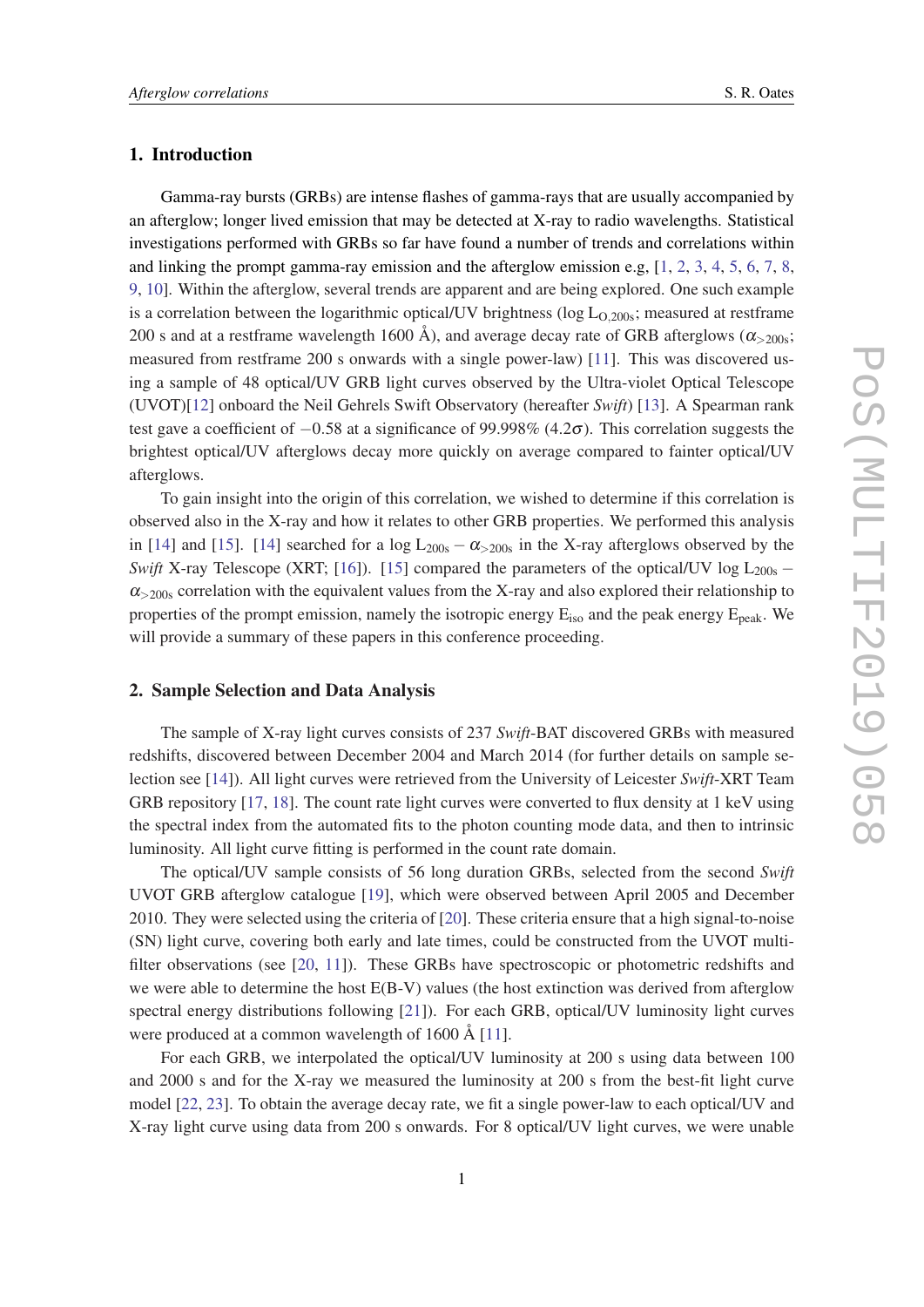## 1. Introduction

Gamma-ray bursts (GRBs) are intense flashes of gamma-rays that are usually accompanied by an afterglow; longer lived emission that may be detected at X-ray to radio wavelengths. Statistical investigations performed with GRBs so far have found a number of trends and correlations within and linking the prompt gamma-ray emission and the afterglow emission e.g, [1, 2, 3, 4, 5, 6, 7, 8, 9, 10]. Within the afterglow, several trends are apparent and are being explored. One such example is a correlation between the logarithmic optical/UV brightness (log $L_{O,200s}$; measured at restframe 200 s and at a restframe wavelength 1600 Å), and average decay rate of GRB afterglows ($\alpha_{>200s}$; measured from restframe 200 s onwards with a single power-law) [11]. This was discovered using a sample of 48 optical/UV GRB light curves observed by the Ultra-violet Optical Telescope (UVOT)[12] onboard the Neil Gehrels Swift Observatory (hereafter *Swift*) [13]. A Spearman rank test gave a coefficient of $-0.58$ at a significance of 99.998% ($4.2\sigma$). This correlation suggests the brightest optical/UV afterglows decay more quickly on average compared to fainter optical/UV afterglows.

To gain insight into the origin of this correlation, we wished to determine if this correlation is observed also in the X-ray and how it relates to other GRB properties. We performed this analysis in [14] and [15]. [14] searched for a log $L_{200s} - \alpha_{>200s}$ in the X-ray afterglows observed by the *Swift* X-ray Telescope (XRT; [16]). [15] compared the parameters of the optical/UV log $L_{200s} - \alpha_{>200s}$ correlation with the equivalent values from the X-ray and also explored their relationship to properties of the prompt emission, namely the isotropic energy $E_{iso}$ and the peak energy $E_{peak}$. We will provide a summary of these papers in this conference proceeding.

## 2. Sample Selection and Data Analysis

The sample of X-ray light curves consists of 237 *Swift*-BAT discovered GRBs with measured redshifts, discovered between December 2004 and March 2014 (for further details on sample selection see [14]). All light curves were retrieved from the University of Leicester *Swift*-XRT Team GRB repository [17, 18]. The count rate light curves were converted to flux density at 1 keV using the spectral index from the automated fits to the photon counting mode data, and then to intrinsic luminosity. All light curve fitting is performed in the count rate domain.

The optical/UV sample consists of 56 long duration GRBs, selected from the second *Swift* UVOT GRB afterglow catalogue [19], which were observed between April 2005 and December 2010. They were selected using the criteria of [20]. These criteria ensure that a high signal-to-noise (SN) light curve, covering both early and late times, could be constructed from the UVOT multi-filter observations (see [20, 11]). These GRBs have spectroscopic or photometric redshifts and we were able to determine the host E(B-V) values (the host extinction was derived from afterglow spectral energy distributions following [21]). For each GRB, optical/UV luminosity light curves were produced at a common wavelength of 1600 Å [11].

For each GRB, we interpolated the optical/UV luminosity at 200 s using data between 100 and 2000 s and for the X-ray we measured the luminosity at 200 s from the best-fit light curve model [22, 23]. To obtain the average decay rate, we fit a single power-law to each optical/UV and X-ray light curve using data from 200 s onwards. For 8 optical/UV light curves, we were unable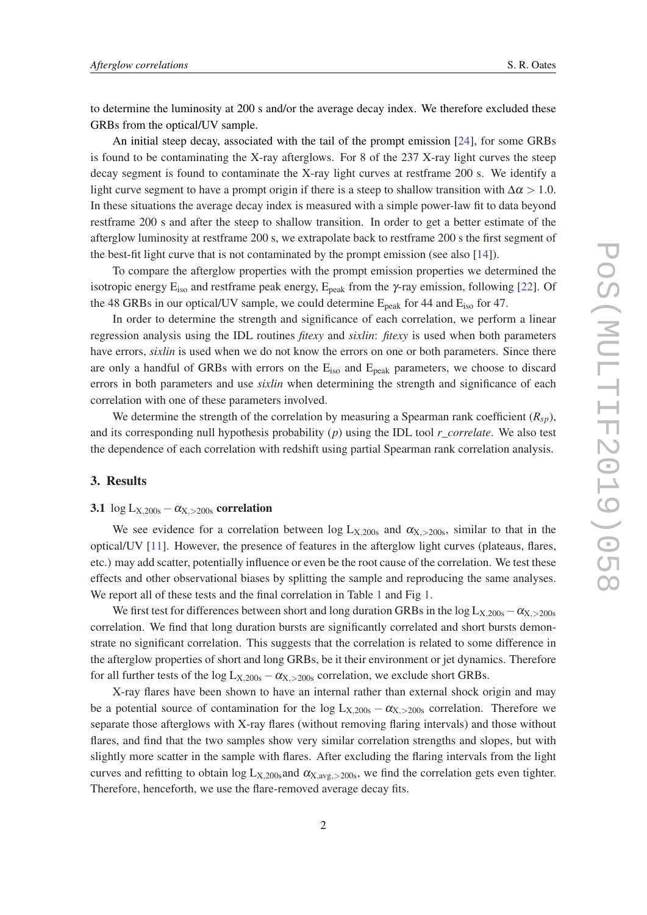to determine the luminosity at 200 s and/or the average decay index. We therefore excluded these GRBs from the optical/UV sample.

An initial steep decay, associated with the tail of the prompt emission [24], for some GRBs is found to be contaminating the X-ray afterglows. For 8 of the 237 X-ray light curves the steep decay segment is found to contaminate the X-ray light curves at restframe 200 s. We identify a light curve segment to have a prompt origin if there is a steep to shallow transition with $\Delta\alpha > 1.0$. In these situations the average decay index is measured with a simple power-law fit to data beyond restframe 200 s and after the steep to shallow transition. In order to get a better estimate of the afterglow luminosity at restframe 200 s, we extrapolate back to restframe 200 s the first segment of the best-fit light curve that is not contaminated by the prompt emission (see also [14]).

To compare the afterglow properties with the prompt emission properties we determined the isotropic energy $E_{iso}$ and restframe peak energy, $E_{peak}$ from the $\gamma$-ray emission, following [22]. Of the 48 GRBs in our optical/UV sample, we could determine $E_{peak}$ for 44 and $E_{iso}$ for 47.

In order to determine the strength and significance of each correlation, we perform a linear regression analysis using the IDL routines *fitexy* and *sixlin*: *fitexy* is used when both parameters have errors, *sixlin* is used when we do not know the errors on one or both parameters. Since there are only a handful of GRBs with errors on the $E_{iso}$ and $E_{peak}$ parameters, we choose to discard errors in both parameters and use *sixlin* when determining the strength and significance of each correlation with one of these parameters involved.

We determine the strength of the correlation by measuring a Spearman rank coefficient ($R_{sp}$), and its corresponding null hypothesis probability ($p$) using the IDL tool *r_correlate*. We also test the dependence of each correlation with redshift using partial Spearman rank correlation analysis.

## 3. Results

### 3.1 $\log L_{X,200s} - \alpha_{X,>200s}$ correlation

We see evidence for a correlation between $\log L_{X,200s}$ and $\alpha_{X,>200s}$, similar to that in the optical/UV [11]. However, the presence of features in the afterglow light curves (plateaus, flares, etc.) may add scatter, potentially influence or even be the root cause of the correlation. We test these effects and other observational biases by splitting the sample and reproducing the same analyses. We report all of these tests and the final correlation in Table 1 and Fig 1.

We first test for differences between short and long duration GRBs in the $\log L_{X,200s} - \alpha_{X,>200s}$ correlation. We find that long duration bursts are significantly correlated and short bursts demonstrate no significant correlation. This suggests that the correlation is related to some difference in the afterglow properties of short and long GRBs, be it their environment or jet dynamics. Therefore for all further tests of the $\log L_{X,200s} - \alpha_{X,>200s}$ correlation, we exclude short GRBs.

X-ray flares have been shown to have an internal rather than external shock origin and may be a potential source of contamination for the $\log L_{X,200s} - \alpha_{X,>200s}$ correlation. Therefore we separate those afterglows with X-ray flares (without removing flaring intervals) and those without flares, and find that the two samples show very similar correlation strengths and slopes, but with slightly more scatter in the sample with flares. After excluding the flaring intervals from the light curves and refitting to obtain $\log L_{X,200s}$and $\alpha_{X,avg,>200s}$, we find the correlation gets even tighter. Therefore, henceforth, we use the flare-removed average decay fits.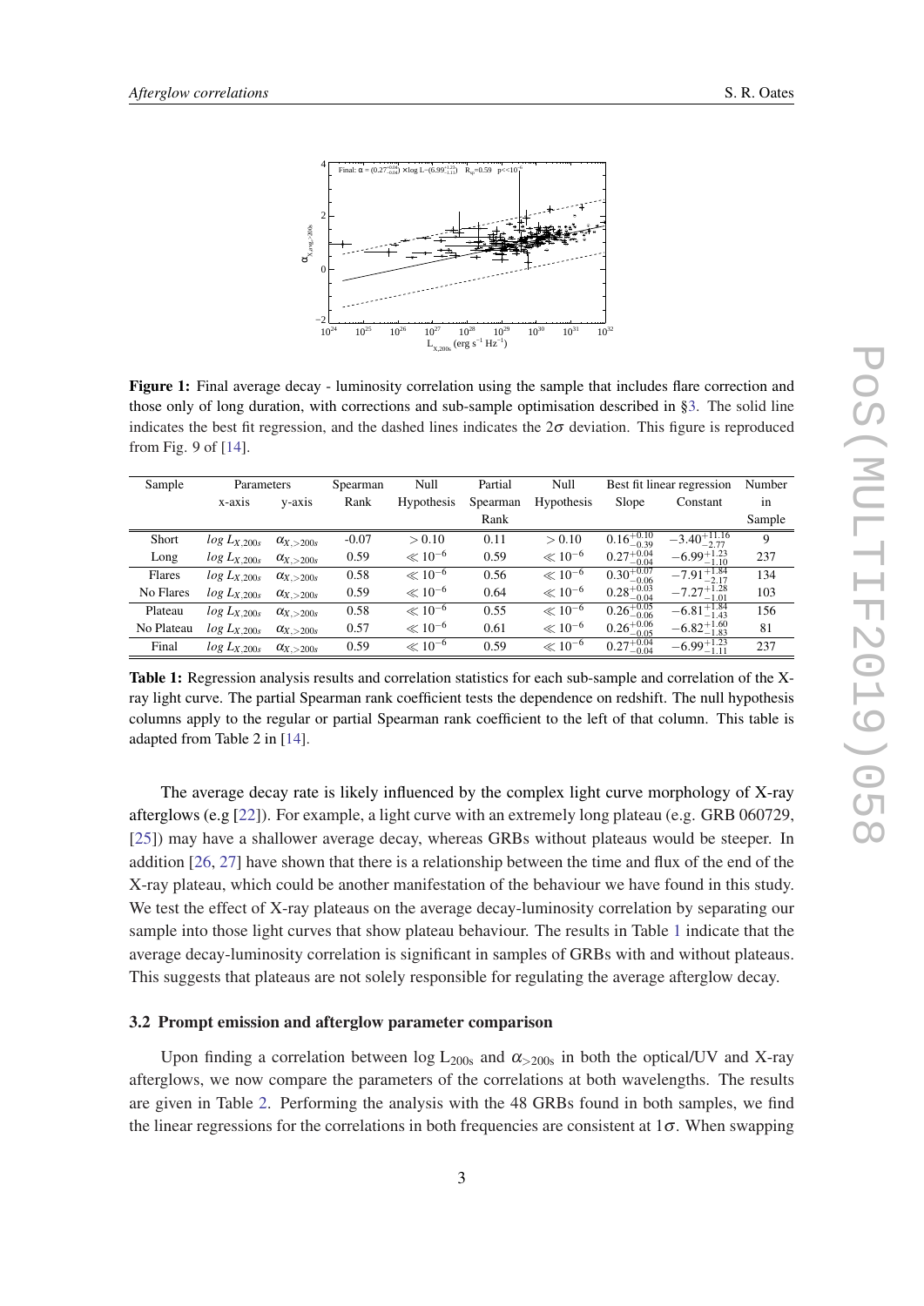Final: $\alpha = (0.27^{+0.04}_{-0.04}) \times \log L - (6.99^{+1.23}_{-1.11})$ $R_{sp}$=0.59 p<<$10^{-6}$

$\alpha_{X,avg,>200s}$

$L_{X,200s}$ (erg s$^{-1}$ Hz$^{-1}$)

**Figure 1:** Final average decay - luminosity correlation using the sample that includes flare correction and those only of long duration, with corrections and sub-sample optimisation described in §3. The solid line indicates the best fit regression, and the dashed lines indicates the $2\sigma$ deviation. This figure is reproduced from Fig. 9 of [14].

| Sample | Parameters | | Spearman | Null | Partial | Null | Best fit linear regression | | Number |
|---|---|---|---|---|---|---|---|---|---|
| | x-axis | y-axis | Rank | Hypothesis | Spearman Rank | Hypothesis | Slope | Constant | in Sample |
| Short | $log\ L_{X,200s}$ | $\alpha_{X,>200s}$ | -0.07 | $>0.10$ | 0.11 | $>0.10$ | $0.16^{+0.10}_{-0.39}$ | $-3.40^{+11.16}_{-2.77}$ | 9 |
| Long | $log\ L_{X,200s}$ | $\alpha_{X,>200s}$ | 0.59 | $\ll 10^{-6}$ | 0.59 | $\ll 10^{-6}$ | $0.27^{+0.04}_{-0.04}$ | $-6.99^{+1.23}_{-1.10}$ | 237 |
| Flares | $log\ L_{X,200s}$ | $\alpha_{X,>200s}$ | 0.58 | $\ll 10^{-6}$ | 0.56 | $\ll 10^{-6}$ | $0.30^{+0.07}_{-0.06}$ | $-7.91^{+1.84}_{-2.17}$ | 134 |
| No Flares | $log\ L_{X,200s}$ | $\alpha_{X,>200s}$ | 0.59 | $\ll 10^{-6}$ | 0.64 | $\ll 10^{-6}$ | $0.28^{+0.03}_{-0.04}$ | $-7.27^{+1.28}_{-1.01}$ | 103 |
| Plateau | $log\ L_{X,200s}$ | $\alpha_{X,>200s}$ | 0.58 | $\ll 10^{-6}$ | 0.55 | $\ll 10^{-6}$ | $0.26^{+0.05}_{-0.06}$ | $-6.81^{+1.84}_{-1.43}$ | 156 |
| No Plateau | $log\ L_{X,200s}$ | $\alpha_{X,>200s}$ | 0.57 | $\ll 10^{-6}$ | 0.61 | $\ll 10^{-6}$ | $0.26^{+0.06}_{-0.05}$ | $-6.82^{+1.60}_{-1.83}$ | 81 |
| Final | $log\ L_{X,200s}$ | $\alpha_{X,>200s}$ | 0.59 | $\ll 10^{-6}$ | 0.59 | $\ll 10^{-6}$ | $0.27^{+0.04}_{-0.04}$ | $-6.99^{+1.23}_{-1.11}$ | 237 |

**Table 1:** Regression analysis results and correlation statistics for each sub-sample and correlation of the X-ray light curve. The partial Spearman rank coefficient tests the dependence on redshift. The null hypothesis columns apply to the regular or partial Spearman rank coefficient to the left of that column. This table is adapted from Table 2 in [14].

The average decay rate is likely influenced by the complex light curve morphology of X-ray afterglows (e.g [22]). For example, a light curve with an extremely long plateau (e.g. GRB 060729, [25]) may have a shallower average decay, whereas GRBs without plateaus would be steeper. In addition [26, 27] have shown that there is a relationship between the time and flux of the end of the X-ray plateau, which could be another manifestation of the behaviour we have found in this study. We test the effect of X-ray plateaus on the average decay-luminosity correlation by separating our sample into those light curves that show plateau behaviour. The results in Table 1 indicate that the average decay-luminosity correlation is significant in samples of GRBs with and without plateaus. This suggests that plateaus are not solely responsible for regulating the average afterglow decay.

### 3.2 Prompt emission and afterglow parameter comparison

Upon finding a correlation between log $L_{200s}$ and $\alpha_{>200s}$ in both the optical/UV and X-ray afterglows, we now compare the parameters of the correlations at both wavelengths. The results are given in Table 2. Performing the analysis with the 48 GRBs found in both samples, we find the linear regressions for the correlations in both frequencies are consistent at $1\sigma$. When swapping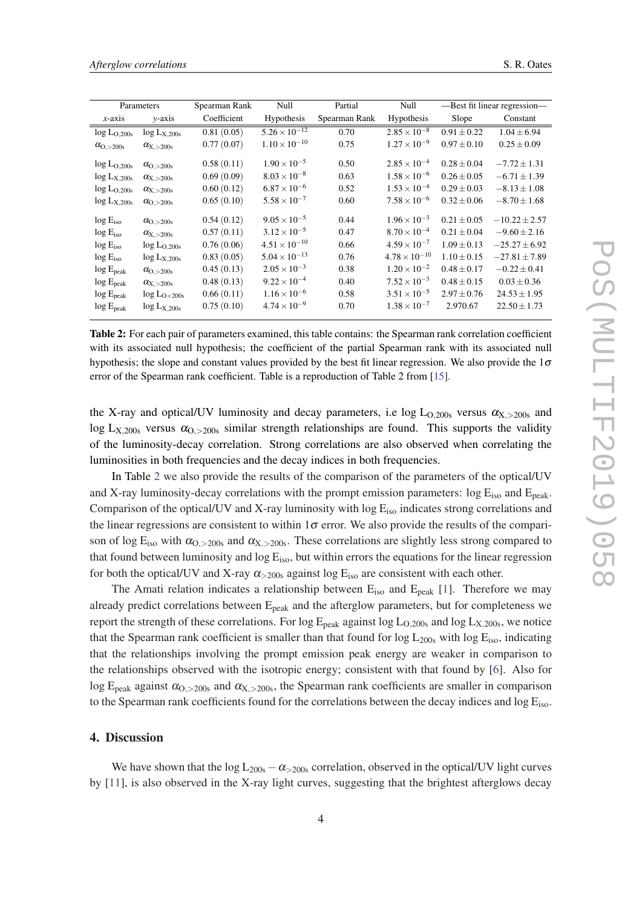| Parameters | | Spearman Rank | Null | Partial | Null | —Best fit linear regression— | |
|---|---|---|---|---|---|---|---|
| $x$-axis | $y$-axis | Coefficient | Hypothesis | Spearman Rank | Hypothesis | Slope | Constant |
| $\log L_{O,200s}$ | $\log L_{X,200s}$ | 0.81 (0.05) | $5.26 \times 10^{-12}$ | 0.70 | $2.85 \times 10^{-8}$ | $0.91 \pm 0.22$ | $1.04 \pm 6.94$ |
| $\alpha_{O,>200s}$ | $\alpha_{X,>200s}$ | 0.77 (0.07) | $1.10 \times 10^{-10}$ | 0.75 | $1.27 \times 10^{-9}$ | $0.97 \pm 0.10$ | $0.25 \pm 0.09$ |
| $\log L_{O,200s}$ | $\alpha_{O,>200s}$ | 0.58 (0.11) | $1.90 \times 10^{-5}$ | 0.50 | $2.85 \times 10^{-4}$ | $0.28 \pm 0.04$ | $-7.72 \pm 1.31$ |
| $\log L_{X,200s}$ | $\alpha_{X,>200s}$ | 0.69 (0.09) | $8.03 \times 10^{-8}$ | 0.63 | $1.58 \times 10^{-6}$ | $0.26 \pm 0.05$ | $-6.71 \pm 1.39$ |
| $\log L_{O,200s}$ | $\alpha_{X,>200s}$ | 0.60 (0.12) | $6.87 \times 10^{-6}$ | 0.52 | $1.53 \times 10^{-4}$ | $0.29 \pm 0.03$ | $-8.13 \pm 1.08$ |
| $\log L_{X,200s}$ | $\alpha_{O,>200s}$ | 0.65 (0.10) | $5.58 \times 10^{-7}$ | 0.60 | $7.58 \times 10^{-6}$ | $0.32 \pm 0.06$ | $-8.70 \pm 1.68$ |
| $\log E_{iso}$ | $\alpha_{O,>200s}$ | 0.54 (0.12) | $9.05 \times 10^{-5}$ | 0.44 | $1.96 \times 10^{-3}$ | $0.21 \pm 0.05$ | $-10.22 \pm 2.57$ |
| $\log E_{iso}$ | $\alpha_{X,>200s}$ | 0.57 (0.11) | $3.12 \times 10^{-5}$ | 0.47 | $8.70 \times 10^{-4}$ | $0.21 \pm 0.04$ | $-9.60 \pm 2.16$ |
| $\log E_{iso}$ | $\log L_{O,200s}$ | 0.76 (0.06) | $4.51 \times 10^{-10}$ | 0.66 | $4.59 \times 10^{-7}$ | $1.09 \pm 0.13$ | $-25.27 \pm 6.92$ |
| $\log E_{iso}$ | $\log L_{X,200s}$ | 0.83 (0.05) | $5.04 \times 10^{-13}$ | 0.76 | $4.78 \times 10^{-10}$ | $1.10 \pm 0.15$ | $-27.81 \pm 7.89$ |
| $\log E_{peak}$ | $\alpha_{O,>200s}$ | 0.45 (0.13) | $2.05 \times 10^{-3}$ | 0.38 | $1.20 \times 10^{-2}$ | $0.48 \pm 0.17$ | $-0.22 \pm 0.41$ |
| $\log E_{peak}$ | $\alpha_{X,>200s}$ | 0.48 (0.13) | $9.22 \times 10^{-4}$ | 0.40 | $7.52 \times 10^{-3}$ | $0.48 \pm 0.15$ | $0.03 \pm 0.36$ |
| $\log E_{peak}$ | $\log L_{O\times 200s}$ | 0.66 (0.11) | $1.16 \times 10^{-6}$ | 0.58 | $3.51 \times 10^{-5}$ | $2.97 \pm 0.76$ | $24.53 \pm 1.95$ |
| $\log E_{peak}$ | $\log L_{X,200s}$ | 0.75 (0.10) | $4.74 \times 10^{-9}$ | 0.70 | $1.38 \times 10^{-7}$ | 2.970.67 | $22.50 \pm 1.73$ |

**Table 2:** For each pair of parameters examined, this table contains: the Spearman rank correlation coefficient with its associated null hypothesis; the coefficient of the partial Spearman rank with its associated null hypothesis; the slope and constant values provided by the best fit linear regression. We also provide the $1\sigma$ error of the Spearman rank coefficient. Table is a reproduction of Table 2 from [15].

the X-ray and optical/UV luminosity and decay parameters, i.e $\log L_{O,200s}$ versus $\alpha_{X,>200s}$ and $\log L_{X,200s}$ versus $\alpha_{O,>200s}$ similar strength relationships are found. This supports the validity of the luminosity-decay correlation. Strong correlations are also observed when correlating the luminosities in both frequencies and the decay indices in both frequencies.

In Table 2 we also provide the results of the comparison of the parameters of the optical/UV and X-ray luminosity-decay correlations with the prompt emission parameters: $\log E_{iso}$ and $E_{peak}$. Comparison of the optical/UV and X-ray luminosity with $\log E_{iso}$ indicates strong correlations and the linear regressions are consistent to within $1\sigma$ error. We also provide the results of the comparison of $\log E_{iso}$ with $\alpha_{O,>200s}$ and $\alpha_{X,>200s}$. These correlations are slightly less strong compared to that found between luminosity and $\log E_{iso}$, but within errors the equations for the linear regression for both the optical/UV and X-ray $\alpha_{>200s}$ against $\log E_{iso}$ are consistent with each other.

The Amati relation indicates a relationship between $E_{iso}$ and $E_{peak}$ [1]. Therefore we may already predict correlations between $E_{peak}$ and the afterglow parameters, but for completeness we report the strength of these correlations. For $\log E_{peak}$ against $\log L_{O,200s}$ and $\log L_{X,200s}$, we notice that the Spearman rank coefficient is smaller than that found for $\log L_{200s}$ with $\log E_{iso}$, indicating that the relationships involving the prompt emission peak energy are weaker in comparison to the relationships observed with the isotropic energy; consistent with that found by [6]. Also for $\log E_{peak}$ against $\alpha_{O,>200s}$ and $\alpha_{X,>200s}$, the Spearman rank coefficients are smaller in comparison to the Spearman rank coefficients found for the correlations between the decay indices and $\log E_{iso}$.

## 4. Discussion

We have shown that the $\log L_{200s} - \alpha_{>200s}$ correlation, observed in the optical/UV light curves by [11], is also observed in the X-ray light curves, suggesting that the brightest afterglows decay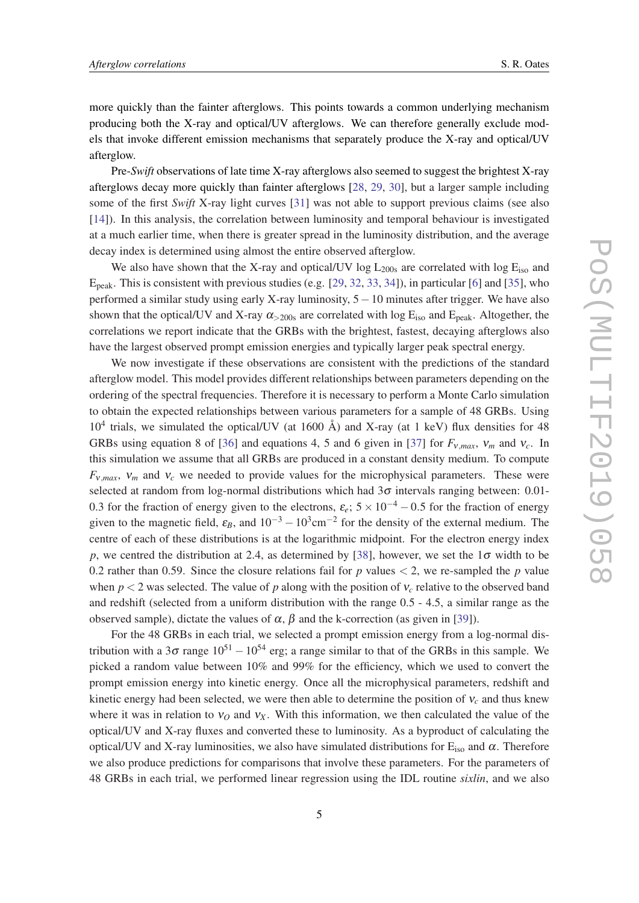more quickly than the fainter afterglows. This points towards a common underlying mechanism producing both the X-ray and optical/UV afterglows. We can therefore generally exclude models that invoke different emission mechanisms that separately produce the X-ray and optical/UV afterglow.

Pre-*Swift* observations of late time X-ray afterglows also seemed to suggest the brightest X-ray afterglows decay more quickly than fainter afterglows [28, 29, 30], but a larger sample including some of the first *Swift* X-ray light curves [31] was not able to support previous claims (see also [14]). In this analysis, the correlation between luminosity and temporal behaviour is investigated at a much earlier time, when there is greater spread in the luminosity distribution, and the average decay index is determined using almost the entire observed afterglow.

We also have shown that the X-ray and optical/UV log $L_{200s}$ are correlated with log $E_{iso}$ and $E_{peak}$. This is consistent with previous studies (e.g. [29, 32, 33, 34]), in particular [6] and [35], who performed a similar study using early X-ray luminosity, $5-10$ minutes after trigger. We have also shown that the optical/UV and X-ray $\alpha_{>200s}$ are correlated with log $E_{iso}$ and $E_{peak}$. Altogether, the correlations we report indicate that the GRBs with the brightest, fastest, decaying afterglows also have the largest observed prompt emission energies and typically larger peak spectral energy.

We now investigate if these observations are consistent with the predictions of the standard afterglow model. This model provides different relationships between parameters depending on the ordering of the spectral frequencies. Therefore it is necessary to perform a Monte Carlo simulation to obtain the expected relationships between various parameters for a sample of 48 GRBs. Using $10^4$ trials, we simulated the optical/UV (at 1600 Å) and X-ray (at 1 keV) flux densities for 48 GRBs using equation 8 of [36] and equations 4, 5 and 6 given in [37] for $F_{\nu,max}$, $\nu_m$ and $\nu_c$. In this simulation we assume that all GRBs are produced in a constant density medium. To compute $F_{\nu,max}$, $\nu_m$ and $\nu_c$ we needed to provide values for the microphysical parameters. These were selected at random from log-normal distributions which had $3\sigma$ intervals ranging between: 0.01-0.3 for the fraction of energy given to the electrons, $\varepsilon_e$; $5\times10^{-4}-0.5$ for the fraction of energy given to the magnetic field, $\varepsilon_B$, and $10^{-3}-10^{3}\mathrm{cm}^{-2}$ for the density of the external medium. The centre of each of these distributions is at the logarithmic midpoint. For the electron energy index $p$, we centred the distribution at 2.4, as determined by [38], however, we set the $1\sigma$ width to be 0.2 rather than 0.59. Since the closure relations fail for $p$ values $<2$, we re-sampled the $p$ value when $p<2$ was selected. The value of $p$ along with the position of $\nu_c$ relative to the observed band and redshift (selected from a uniform distribution with the range 0.5 - 4.5, a similar range as the observed sample), dictate the values of $\alpha$, $\beta$ and the k-correction (as given in [39]).

For the 48 GRBs in each trial, we selected a prompt emission energy from a log-normal distribution with a $3\sigma$ range $10^{51}-10^{54}$ erg; a range similar to that of the GRBs in this sample. We picked a random value between 10% and 99% for the efficiency, which we used to convert the prompt emission energy into kinetic energy. Once all the microphysical parameters, redshift and kinetic energy had been selected, we were then able to determine the position of $\nu_c$ and thus knew where it was in relation to $\nu_O$ and $\nu_X$. With this information, we then calculated the value of the optical/UV and X-ray fluxes and converted these to luminosity. As a byproduct of calculating the optical/UV and X-ray luminosities, we also have simulated distributions for $E_{iso}$ and $\alpha$. Therefore we also produce predictions for comparisons that involve these parameters. For the parameters of 48 GRBs in each trial, we performed linear regression using the IDL routine *sixlin*, and we also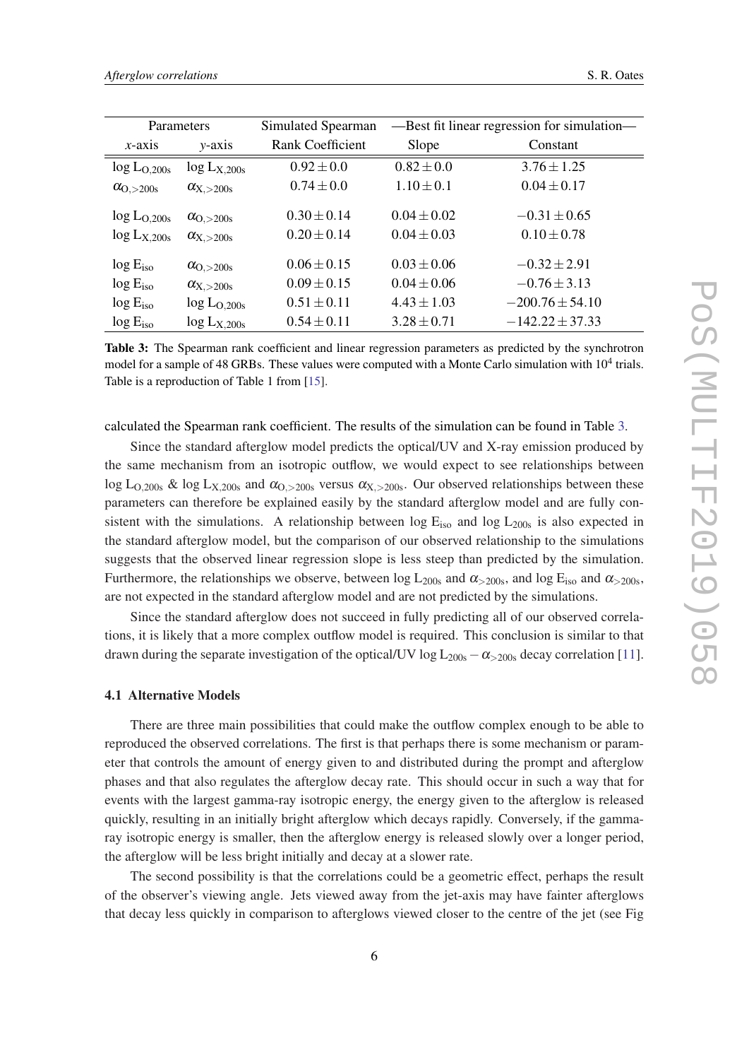| Parameters | | Simulated Spearman | —Best fit linear regression for simulation— | |
|---|---|---|---|---|
| $x$-axis | $y$-axis | Rank Coefficient | Slope | Constant |
| $\log L_{O,200s}$ | $\log L_{X,200s}$ | $0.92 \pm 0.0$ | $0.82 \pm 0.0$ | $3.76 \pm 1.25$ |
| $\alpha_{O,>200s}$ | $\alpha_{X,>200s}$ | $0.74 \pm 0.0$ | $1.10 \pm 0.1$ | $0.04 \pm 0.17$ |
| $\log L_{O,200s}$ | $\alpha_{O,>200s}$ | $0.30 \pm 0.14$ | $0.04 \pm 0.02$ | $-0.31 \pm 0.65$ |
| $\log L_{X,200s}$ | $\alpha_{X,>200s}$ | $0.20 \pm 0.14$ | $0.04 \pm 0.03$ | $0.10 \pm 0.78$ |
| $\log E_{iso}$ | $\alpha_{O,>200s}$ | $0.06 \pm 0.15$ | $0.03 \pm 0.06$ | $-0.32 \pm 2.91$ |
| $\log E_{iso}$ | $\alpha_{X,>200s}$ | $0.09 \pm 0.15$ | $0.04 \pm 0.06$ | $-0.76 \pm 3.13$ |
| $\log E_{iso}$ | $\log L_{O,200s}$ | $0.51 \pm 0.11$ | $4.43 \pm 1.03$ | $-200.76 \pm 54.10$ |
| $\log E_{iso}$ | $\log L_{X,200s}$ | $0.54 \pm 0.11$ | $3.28 \pm 0.71$ | $-142.22 \pm 37.33$ |

**Table 3:** The Spearman rank coefficient and linear regression parameters as predicted by the synchrotron model for a sample of 48 GRBs. These values were computed with a Monte Carlo simulation with $10^4$ trials. Table is a reproduction of Table 1 from [15].

calculated the Spearman rank coefficient. The results of the simulation can be found in Table 3.

Since the standard afterglow model predicts the optical/UV and X-ray emission produced by the same mechanism from an isotropic outflow, we would expect to see relationships between $\log L_{O,200s}$ & $\log L_{X,200s}$ and $\alpha_{O,>200s}$ versus $\alpha_{X,>200s}$. Our observed relationships between these parameters can therefore be explained easily by the standard afterglow model and are fully consistent with the simulations. A relationship between $\log E_{iso}$ and $\log L_{200s}$ is also expected in the standard afterglow model, but the comparison of our observed relationship to the simulations suggests that the observed linear regression slope is less steep than predicted by the simulation. Furthermore, the relationships we observe, between $\log L_{200s}$ and $\alpha_{>200s}$, and $\log E_{iso}$ and $\alpha_{>200s}$, are not expected in the standard afterglow model and are not predicted by the simulations.

Since the standard afterglow does not succeed in fully predicting all of our observed correlations, it is likely that a more complex outflow model is required. This conclusion is similar to that drawn during the separate investigation of the optical/UV $\log L_{200s} - \alpha_{>200s}$ decay correlation [11].

### 4.1 Alternative Models

There are three main possibilities that could make the outflow complex enough to be able to reproduced the observed correlations. The first is that perhaps there is some mechanism or parameter that controls the amount of energy given to and distributed during the prompt and afterglow phases and that also regulates the afterglow decay rate. This should occur in such a way that for events with the largest gamma-ray isotropic energy, the energy given to the afterglow is released quickly, resulting in an initially bright afterglow which decays rapidly. Conversely, if the gamma-ray isotropic energy is smaller, then the afterglow energy is released slowly over a longer period, the afterglow will be less bright initially and decay at a slower rate.

The second possibility is that the correlations could be a geometric effect, perhaps the result of the observer's viewing angle. Jets viewed away from the jet-axis may have fainter afterglows that decay less quickly in comparison to afterglows viewed closer to the centre of the jet (see Fig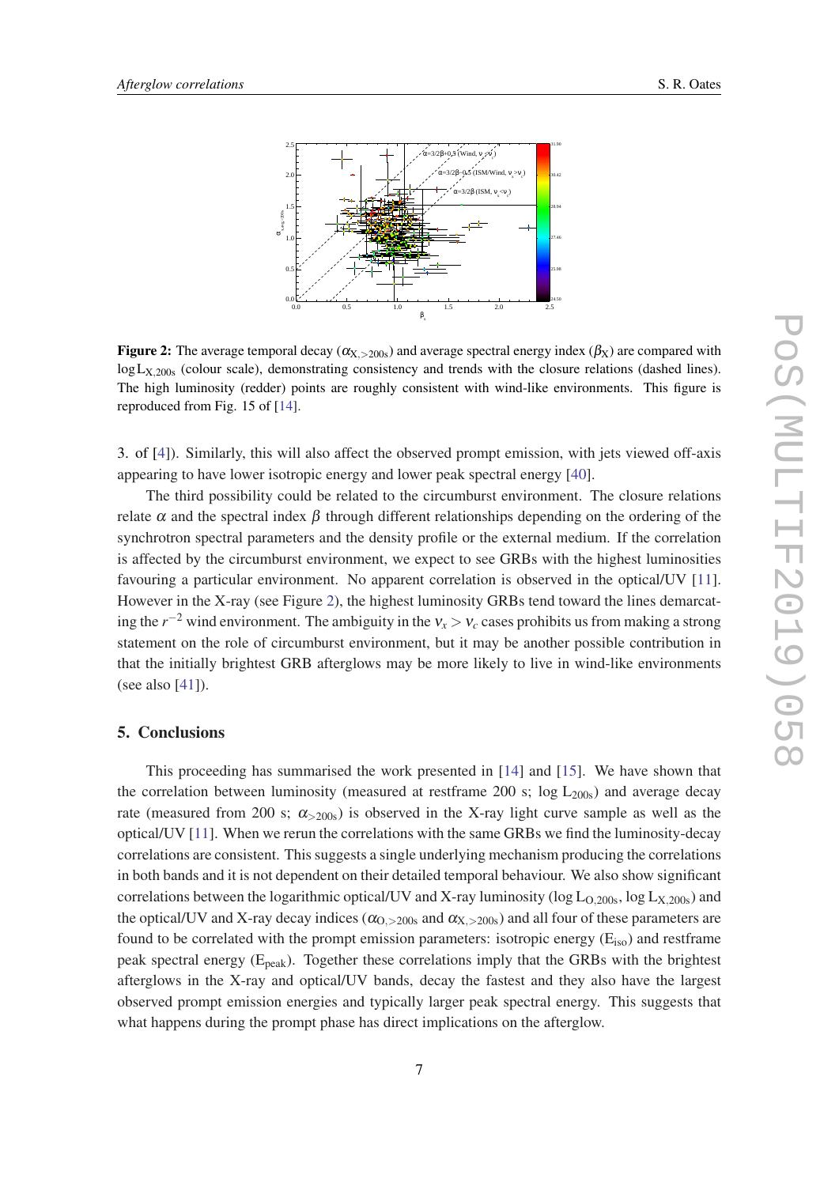α=3/2β+0.5 (Wind, $\nu_x<\nu_c$)
α=3/2β-0.5 (ISM/Wind, $\nu_x>\nu_c$)
α=3/2β (ISM, $\nu_x<\nu_c$)

2.5
2.0
1.5
1.0
0.5
0.0

0.0
0.5
1.0
1.5
2.0
2.5

$\alpha_{X,avg,>200s}$

$\beta_X$

31.90
30.42
28.94
27.46
25.98
24.50

**Figure 2:** The average temporal decay ($\alpha_{X,>200s}$) and average spectral energy index ($\beta_X$) are compared with $\log L_{X,200s}$ (colour scale), demonstrating consistency and trends with the closure relations (dashed lines). The high luminosity (redder) points are roughly consistent with wind-like environments. This figure is reproduced from Fig. 15 of [14].

3. of [4]). Similarly, this will also affect the observed prompt emission, with jets viewed off-axis appearing to have lower isotropic energy and lower peak spectral energy [40].

The third possibility could be related to the circumburst environment. The closure relations relate $\alpha$ and the spectral index $\beta$ through different relationships depending on the ordering of the synchrotron spectral parameters and the density profile or the external medium. If the correlation is affected by the circumburst environment, we expect to see GRBs with the highest luminosities favouring a particular environment. No apparent correlation is observed in the optical/UV [11]. However in the X-ray (see Figure 2), the highest luminosity GRBs tend toward the lines demarcating the $r^{-2}$ wind environment. The ambiguity in the $\nu_x > \nu_c$ cases prohibits us from making a strong statement on the role of circumburst environment, but it may be another possible contribution in that the initially brightest GRB afterglows may be more likely to live in wind-like environments (see also [41]).

## 5. Conclusions

This proceeding has summarised the work presented in [14] and [15]. We have shown that the correlation between luminosity (measured at restframe 200 s; $\log L_{200s}$) and average decay rate (measured from 200 s; $\alpha_{>200s}$) is observed in the X-ray light curve sample as well as the optical/UV [11]. When we rerun the correlations with the same GRBs we find the luminosity-decay correlations are consistent. This suggests a single underlying mechanism producing the correlations in both bands and it is not dependent on their detailed temporal behaviour. We also show significant correlations between the logarithmic optical/UV and X-ray luminosity ($\log L_{O,200s}$, $\log L_{X,200s}$) and the optical/UV and X-ray decay indices ($\alpha_{O,>200s}$ and $\alpha_{X,>200s}$) and all four of these parameters are found to be correlated with the prompt emission parameters: isotropic energy ($E_{iso}$) and restframe peak spectral energy ($E_{peak}$). Together these correlations imply that the GRBs with the brightest afterglows in the X-ray and optical/UV bands, decay the fastest and they also have the largest observed prompt emission energies and typically larger peak spectral energy. This suggests that what happens during the prompt phase has direct implications on the afterglow.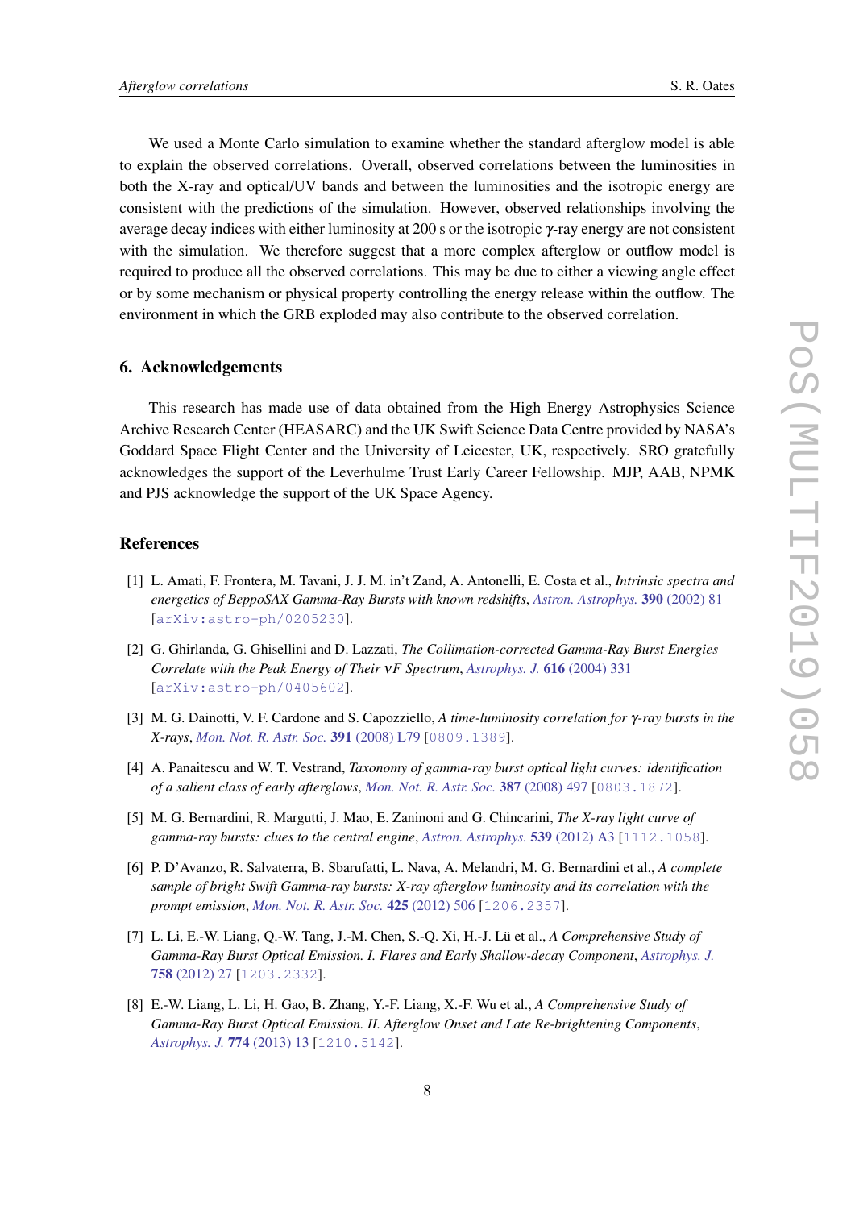We used a Monte Carlo simulation to examine whether the standard afterglow model is able to explain the observed correlations. Overall, observed correlations between the luminosities in both the X-ray and optical/UV bands and between the luminosities and the isotropic energy are consistent with the predictions of the simulation. However, observed relationships involving the average decay indices with either luminosity at 200 s or the isotropic $\gamma$-ray energy are not consistent with the simulation. We therefore suggest that a more complex afterglow or outflow model is required to produce all the observed correlations. This may be due to either a viewing angle effect or by some mechanism or physical property controlling the energy release within the outflow. The environment in which the GRB exploded may also contribute to the observed correlation.

## 6. Acknowledgements

This research has made use of data obtained from the High Energy Astrophysics Science Archive Research Center (HEASARC) and the UK Swift Science Data Centre provided by NASA's Goddard Space Flight Center and the University of Leicester, UK, respectively. SRO gratefully acknowledges the support of the Leverhulme Trust Early Career Fellowship. MJP, AAB, NPMK and PJS acknowledge the support of the UK Space Agency.

## References

[1] L. Amati, F. Frontera, M. Tavani, J. J. M. in't Zand, A. Antonelli, E. Costa et al., *Intrinsic spectra and energetics of BeppoSAX Gamma-Ray Bursts with known redshifts*, Astron. Astrophys. **390** (2002) 81 [arXiv:astro-ph/0205230].

[2] G. Ghirlanda, G. Ghisellini and D. Lazzati, *The Collimation-corrected Gamma-Ray Burst Energies Correlate with the Peak Energy of Their $\nu F$ Spectrum*, Astrophys. J. **616** (2004) 331 [arXiv:astro-ph/0405602].

[3] M. G. Dainotti, V. F. Cardone and S. Capozziello, *A time-luminosity correlation for $\gamma$-ray bursts in the X-rays*, Mon. Not. R. Astr. Soc. **391** (2008) L79 [0809.1389].

[4] A. Panaitescu and W. T. Vestrand, *Taxonomy of gamma-ray burst optical light curves: identification of a salient class of early afterglows*, Mon. Not. R. Astr. Soc. **387** (2008) 497 [0803.1872].

[5] M. G. Bernardini, R. Margutti, J. Mao, E. Zaninoni and G. Chincarini, *The X-ray light curve of gamma-ray bursts: clues to the central engine*, Astron. Astrophys. **539** (2012) A3 [1112.1058].

[6] P. D'Avanzo, R. Salvaterra, B. Sbarufatti, L. Nava, A. Melandri, M. G. Bernardini et al., *A complete sample of bright Swift Gamma-ray bursts: X-ray afterglow luminosity and its correlation with the prompt emission*, Mon. Not. R. Astr. Soc. **425** (2012) 506 [1206.2357].

[7] L. Li, E.-W. Liang, Q.-W. Tang, J.-M. Chen, S.-Q. Xi, H.-J. Lü et al., *A Comprehensive Study of Gamma-Ray Burst Optical Emission. I. Flares and Early Shallow-decay Component*, Astrophys. J. **758** (2012) 27 [1203.2332].

[8] E.-W. Liang, L. Li, H. Gao, B. Zhang, Y.-F. Liang, X.-F. Wu et al., *A Comprehensive Study of Gamma-Ray Burst Optical Emission. II. Afterglow Onset and Late Re-brightening Components*, Astrophys. J. **774** (2013) 13 [1210.5142].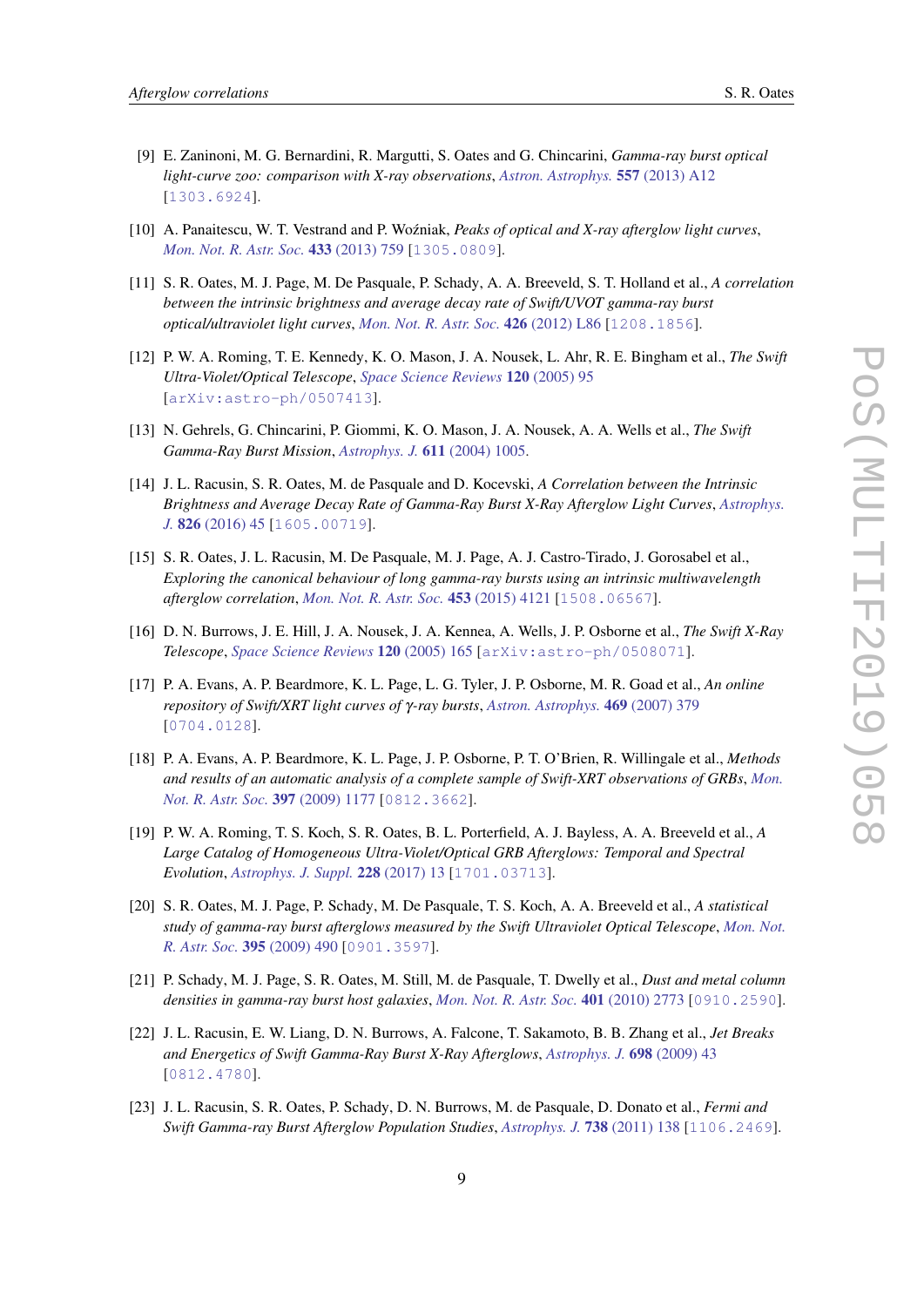[9] E. Zaninoni, M. G. Bernardini, R. Margutti, S. Oates and G. Chincarini, *Gamma-ray burst optical light-curve zoo: comparison with X-ray observations*, *Astron. Astrophys.* **557** (2013) A12 [1303.6924].

[10] A. Panaitescu, W. T. Vestrand and P. Woźniak, *Peaks of optical and X-ray afterglow light curves*, *Mon. Not. R. Astr. Soc.* **433** (2013) 759 [1305.0809].

[11] S. R. Oates, M. J. Page, M. De Pasquale, P. Schady, A. A. Breeveld, S. T. Holland et al., *A correlation between the intrinsic brightness and average decay rate of Swift/UVOT gamma-ray burst optical/ultraviolet light curves*, *Mon. Not. R. Astr. Soc.* **426** (2012) L86 [1208.1856].

[12] P. W. A. Roming, T. E. Kennedy, K. O. Mason, J. A. Nousek, L. Ahr, R. E. Bingham et al., *The Swift Ultra-Violet/Optical Telescope*, *Space Science Reviews* **120** (2005) 95 [arXiv:astro-ph/0507413].

[13] N. Gehrels, G. Chincarini, P. Giommi, K. O. Mason, J. A. Nousek, A. A. Wells et al., *The Swift Gamma-Ray Burst Mission*, *Astrophys. J.* **611** (2004) 1005.

[14] J. L. Racusin, S. R. Oates, M. de Pasquale and D. Kocevski, *A Correlation between the Intrinsic Brightness and Average Decay Rate of Gamma-Ray Burst X-Ray Afterglow Light Curves*, *Astrophys. J.* **826** (2016) 45 [1605.00719].

[15] S. R. Oates, J. L. Racusin, M. De Pasquale, M. J. Page, A. J. Castro-Tirado, J. Gorosabel et al., *Exploring the canonical behaviour of long gamma-ray bursts using an intrinsic multiwavelength afterglow correlation*, *Mon. Not. R. Astr. Soc.* **453** (2015) 4121 [1508.06567].

[16] D. N. Burrows, J. E. Hill, J. A. Nousek, J. A. Kennea, A. Wells, J. P. Osborne et al., *The Swift X-Ray Telescope*, *Space Science Reviews* **120** (2005) 165 [arXiv:astro-ph/0508071].

[17] P. A. Evans, A. P. Beardmore, K. L. Page, L. G. Tyler, J. P. Osborne, M. R. Goad et al., *An online repository of Swift/XRT light curves of $\gamma$-ray bursts*, *Astron. Astrophys.* **469** (2007) 379 [0704.0128].

[18] P. A. Evans, A. P. Beardmore, K. L. Page, J. P. Osborne, P. T. O'Brien, R. Willingale et al., *Methods and results of an automatic analysis of a complete sample of Swift-XRT observations of GRBs*, *Mon. Not. R. Astr. Soc.* **397** (2009) 1177 [0812.3662].

[19] P. W. A. Roming, T. S. Koch, S. R. Oates, B. L. Porterfield, A. J. Bayless, A. A. Breeveld et al., *A Large Catalog of Homogeneous Ultra-Violet/Optical GRB Afterglows: Temporal and Spectral Evolution*, *Astrophys. J. Suppl.* **228** (2017) 13 [1701.03713].

[20] S. R. Oates, M. J. Page, P. Schady, M. De Pasquale, T. S. Koch, A. A. Breeveld et al., *A statistical study of gamma-ray burst afterglows measured by the Swift Ultraviolet Optical Telescope*, *Mon. Not. R. Astr. Soc.* **395** (2009) 490 [0901.3597].

[21] P. Schady, M. J. Page, S. R. Oates, M. Still, M. de Pasquale, T. Dwelly et al., *Dust and metal column densities in gamma-ray burst host galaxies*, *Mon. Not. R. Astr. Soc.* **401** (2010) 2773 [0910.2590].

[22] J. L. Racusin, E. W. Liang, D. N. Burrows, A. Falcone, T. Sakamoto, B. B. Zhang et al., *Jet Breaks and Energetics of Swift Gamma-Ray Burst X-Ray Afterglows*, *Astrophys. J.* **698** (2009) 43 [0812.4780].

[23] J. L. Racusin, S. R. Oates, P. Schady, D. N. Burrows, M. de Pasquale, D. Donato et al., *Fermi and Swift Gamma-ray Burst Afterglow Population Studies*, *Astrophys. J.* **738** (2011) 138 [1106.2469].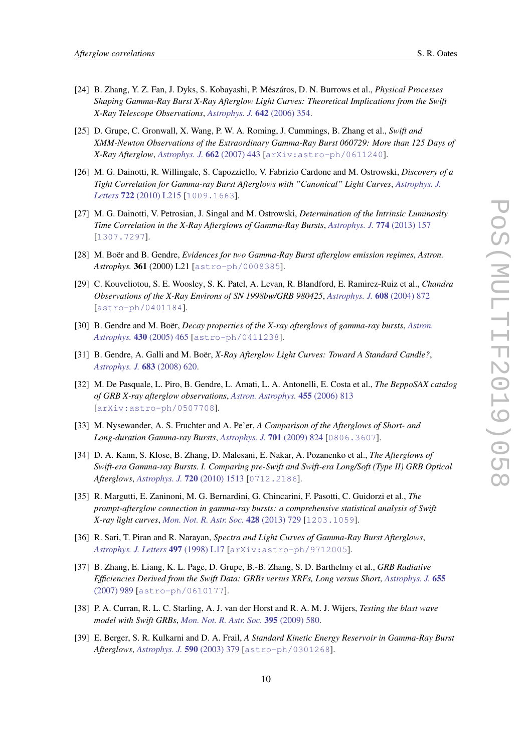[24] B. Zhang, Y. Z. Fan, J. Dyks, S. Kobayashi, P. Mészáros, D. N. Burrows et al., *Physical Processes Shaping Gamma-Ray Burst X-Ray Afterglow Light Curves: Theoretical Implications from the Swift X-Ray Telescope Observations*, Astrophys. J. **642** (2006) 354.

[25] D. Grupe, C. Gronwall, X. Wang, P. W. A. Roming, J. Cummings, B. Zhang et al., *Swift and XMM-Newton Observations of the Extraordinary Gamma-Ray Burst 060729: More than 125 Days of X-Ray Afterglow*, Astrophys. J. **662** (2007) 443 [arXiv:astro-ph/0611240].

[26] M. G. Dainotti, R. Willingale, S. Capozziello, V. Fabrizio Cardone and M. Ostrowski, *Discovery of a Tight Correlation for Gamma-ray Burst Afterglows with "Canonical" Light Curves*, Astrophys. J. Letters **722** (2010) L215 [1009.1663].

[27] M. G. Dainotti, V. Petrosian, J. Singal and M. Ostrowski, *Determination of the Intrinsic Luminosity Time Correlation in the X-Ray Afterglows of Gamma-Ray Bursts*, Astrophys. J. **774** (2013) 157 [1307.7297].

[28] M. Boër and B. Gendre, *Evidences for two Gamma-Ray Burst afterglow emission regimes*, Astron. Astrophys. **361** (2000) L21 [astro-ph/0008385].

[29] C. Kouveliotou, S. E. Woosley, S. K. Patel, A. Levan, R. Blandford, E. Ramirez-Ruiz et al., *Chandra Observations of the X-Ray Environs of SN 1998bw/GRB 980425*, Astrophys. J. **608** (2004) 872 [astro-ph/0401184].

[30] B. Gendre and M. Boër, *Decay properties of the X-ray afterglows of gamma-ray bursts*, Astron. Astrophys. **430** (2005) 465 [astro-ph/0411238].

[31] B. Gendre, A. Galli and M. Boër, *X-Ray Afterglow Light Curves: Toward A Standard Candle?*, Astrophys. J. **683** (2008) 620.

[32] M. De Pasquale, L. Piro, B. Gendre, L. Amati, L. A. Antonelli, E. Costa et al., *The BeppoSAX catalog of GRB X-ray afterglow observations*, Astron. Astrophys. **455** (2006) 813 [arXiv:astro-ph/0507708].

[33] M. Nysewander, A. S. Fruchter and A. Pe'er, *A Comparison of the Afterglows of Short- and Long-duration Gamma-ray Bursts*, Astrophys. J. **701** (2009) 824 [0806.3607].

[34] D. A. Kann, S. Klose, B. Zhang, D. Malesani, E. Nakar, A. Pozanenko et al., *The Afterglows of Swift-era Gamma-ray Bursts. I. Comparing pre-Swift and Swift-era Long/Soft (Type II) GRB Optical Afterglows*, Astrophys. J. **720** (2010) 1513 [0712.2186].

[35] R. Margutti, E. Zaninoni, M. G. Bernardini, G. Chincarini, F. Pasotti, C. Guidorzi et al., *The prompt-afterglow connection in gamma-ray bursts: a comprehensive statistical analysis of Swift X-ray light curves*, Mon. Not. R. Astr. Soc. **428** (2013) 729 [1203.1059].

[36] R. Sari, T. Piran and R. Narayan, *Spectra and Light Curves of Gamma-Ray Burst Afterglows*, Astrophys. J. Letters **497** (1998) L17 [arXiv:astro-ph/9712005].

[37] B. Zhang, E. Liang, K. L. Page, D. Grupe, B.-B. Zhang, S. D. Barthelmy et al., *GRB Radiative Efficiencies Derived from the Swift Data: GRBs versus XRFs, Long versus Short*, Astrophys. J. **655** (2007) 989 [astro-ph/0610177].

[38] P. A. Curran, R. L. C. Starling, A. J. van der Horst and R. A. M. J. Wijers, *Testing the blast wave model with Swift GRBs*, Mon. Not. R. Astr. Soc. **395** (2009) 580.

[39] E. Berger, S. R. Kulkarni and D. A. Frail, *A Standard Kinetic Energy Reservoir in Gamma-Ray Burst Afterglows*, Astrophys. J. **590** (2003) 379 [astro-ph/0301268].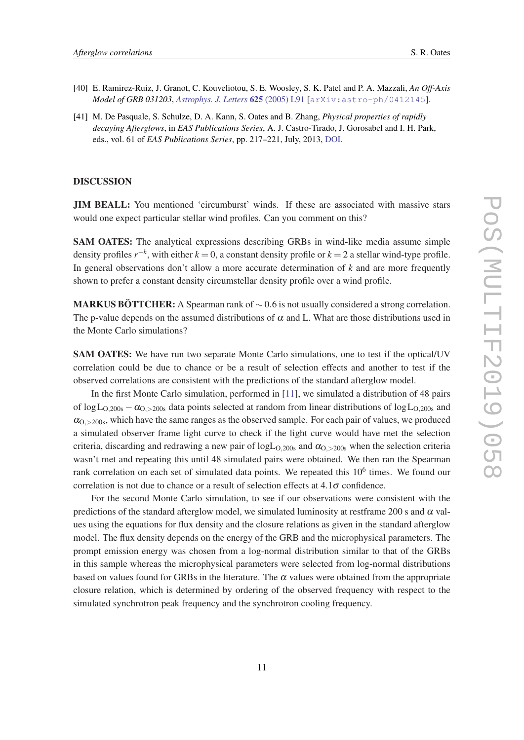[40] E. Ramirez-Ruiz, J. Granot, C. Kouveliotou, S. E. Woosley, S. K. Patel and P. A. Mazzali, *An Off-Axis Model of GRB 031203*, *Astrophys. J. Letters* **625** (2005) L91 [arXiv:astro-ph/0412145].

[41] M. De Pasquale, S. Schulze, D. A. Kann, S. Oates and B. Zhang, *Physical properties of rapidly decaying Afterglows*, in *EAS Publications Series*, A. J. Castro-Tirado, J. Gorosabel and I. H. Park, eds., vol. 61 of *EAS Publications Series*, pp. 217–221, July, 2013, DOI.

## DISCUSSION

**JIM BEALL:** You mentioned 'circumburst' winds. If these are associated with massive stars would one expect particular stellar wind profiles. Can you comment on this?

**SAM OATES:** The analytical expressions describing GRBs in wind-like media assume simple density profiles $r^{-k}$, with either $k = 0$, a constant density profile or $k = 2$ a stellar wind-type profile. In general observations don't allow a more accurate determination of $k$ and are more frequently shown to prefer a constant density circumstellar density profile over a wind profile.

**MARKUS BÖTTCHER:** A Spearman rank of $\sim 0.6$ is not usually considered a strong correlation. The p-value depends on the assumed distributions of $\alpha$ and L. What are those distributions used in the Monte Carlo simulations?

**SAM OATES:** We have run two separate Monte Carlo simulations, one to test if the optical/UV correlation could be due to chance or be a result of selection effects and another to test if the observed correlations are consistent with the predictions of the standard afterglow model.

In the first Monte Carlo simulation, performed in [11], we simulated a distribution of 48 pairs of $\log \mathrm{L}_{\mathrm{O},200\mathrm{s}} - \alpha_{\mathrm{O},>200\mathrm{s}}$ data points selected at random from linear distributions of $\log \mathrm{L}_{\mathrm{O},200\mathrm{s}}$ and $\alpha_{\mathrm{O},>200\mathrm{s}}$, which have the same ranges as the observed sample. For each pair of values, we produced a simulated observer frame light curve to check if the light curve would have met the selection criteria, discarding and redrawing a new pair of $\log \mathrm{L}_{\mathrm{O},200\mathrm{s}}$ and $\alpha_{\mathrm{O},>200\mathrm{s}}$ when the selection criteria wasn't met and repeating this until 48 simulated pairs were obtained. We then ran the Spearman rank correlation on each set of simulated data points. We repeated this $10^6$ times. We found our correlation is not due to chance or a result of selection effects at $4.1\sigma$ confidence.

For the second Monte Carlo simulation, to see if our observations were consistent with the predictions of the standard afterglow model, we simulated luminosity at restframe 200 s and $\alpha$ values using the equations for flux density and the closure relations as given in the standard afterglow model. The flux density depends on the energy of the GRB and the microphysical parameters. The prompt emission energy was chosen from a log-normal distribution similar to that of the GRBs in this sample whereas the microphysical parameters were selected from log-normal distributions based on values found for GRBs in the literature. The $\alpha$ values were obtained from the appropriate closure relation, which is determined by ordering of the observed frequency with respect to the simulated synchrotron peak frequency and the synchrotron cooling frequency.